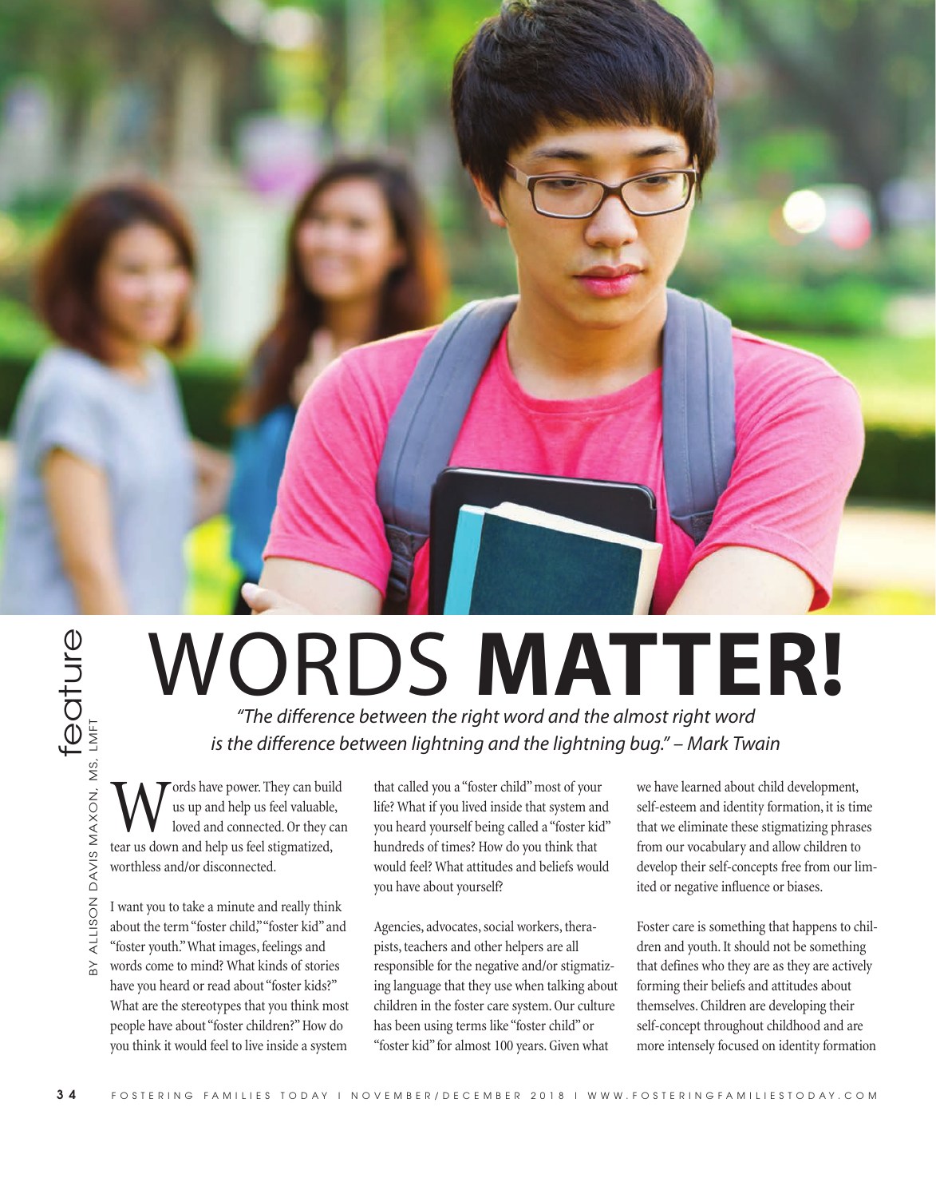feature

# WORDS **MATTER!**

*"The difference between the right word and the almost right word is the difference between lightning and the lightning bug." – Mark Twain*

BY ALLISON DAVIS MAXON, MS, LMFT

Words have power. They can build us up and help us feel valuable, loved and connected. Or they can tear us down and help us feel stigmatized, worthless and/or disconnected.

I want you to take a minute and really think about the term "foster child," "foster kid" and "foster youth." What images, feelings and words come to mind? What kinds of stories have you heard or read about "foster kids?" What are the stereotypes that you think most people have about "foster children?" How do you think it would feel to live inside a system that called you a "foster child" most of your life? What if you lived inside that system and you heard yourself being called a "foster kid" hundreds of times? How do you think that would feel? What attitudes and beliefs would you have about yourself?

Agencies, advocates, social workers, therapists, teachers and other helpers are all responsible for the negative and/or stigmatizing language that they use when talking about children in the foster care system. Our culture has been using terms like "foster child" or "foster kid" for almost 100 years. Given what we have learned about child development, self-esteem and identity formation, it is time that we eliminate these stigmatizing phrases from our vocabulary and allow children to develop their self-concepts free from our limited or negative influence or biases.

Foster care is something that happens to children and youth. It should not be something that defines who they are as they are actively forming their beliefs and attitudes about themselves. Children are developing their self-concept throughout childhood and are more intensely focused on identity formation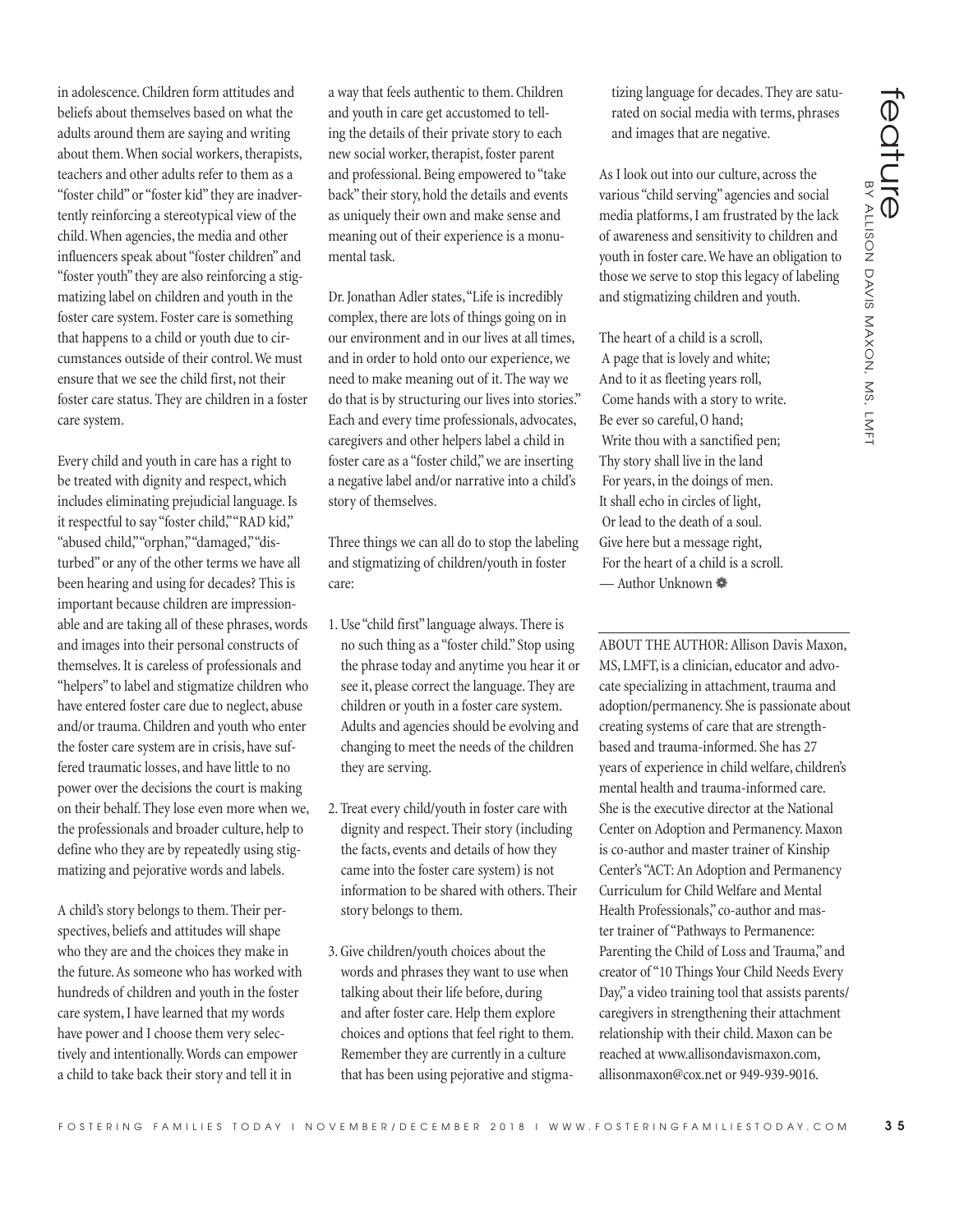in adolescence. Children form attitudes and beliefs about themselves based on what the adults around them are saying and writing about them. When social workers, therapists, teachers and other adults refer to them as a "foster child" or "foster kid" they are inadvertently reinforcing a stereotypical view of the child. When agencies, the media and other influencers speak about "foster children" and "foster youth" they are also reinforcing a stigmatizing label on children and youth in the foster care system. Foster care is something that happens to a child or youth due to circumstances outside of their control. We must ensure that we see the child first, not their foster care status. They are children in a foster care system.

Every child and youth in care has a right to be treated with dignity and respect, which includes eliminating prejudicial language. Is it respectful to say "foster child," "RAD kid," "abused child," "orphan," "damaged," "disturbed" or any of the other terms we have all been hearing and using for decades? This is important because children are impressionable and are taking all of these phrases, words and images into their personal constructs of themselves. It is careless of professionals and "helpers" to label and stigmatize children who have entered foster care due to neglect, abuse and/or trauma. Children and youth who enter the foster care system are in crisis, have suffered traumatic losses, and have little to no power over the decisions the court is making on their behalf. They lose even more when we, the professionals and broader culture, help to define who they are by repeatedly using stigmatizing and pejorative words and labels.

A child's story belongs to them. Their perspectives, beliefs and attitudes will shape who they are and the choices they make in the future. As someone who has worked with hundreds of children and youth in the foster care system, I have learned that my words have power and I choose them very selectively and intentionally. Words can empower a child to take back their story and tell it in a way that feels authentic to them. Children and youth in care get accustomed to telling the details of their private story to each new social worker, therapist, foster parent and professional. Being empowered to "take back" their story, hold the details and events as uniquely their own and make sense and meaning out of their experience is a monumental task.

Dr. Jonathan Adler states, "Life is incredibly complex, there are lots of things going on in our environment and in our lives at all times, and in order to hold onto our experience, we need to make meaning out of it. The way we do that is by structuring our lives into stories." Each and every time professionals, advocates, caregivers and other helpers label a child in foster care as a "foster child," we are inserting a negative label and/or narrative into a child's story of themselves.

Three things we can all do to stop the labeling and stigmatizing of children/youth in foster care:

1. Use "child first" language always. There is no such thing as a "foster child." Stop using the phrase today and anytime you hear it or see it, please correct the language. They are children or youth in a foster care system. Adults and agencies should be evolving and changing to meet the needs of the children they are serving.

2. Treat every child/youth in foster care with dignity and respect. Their story (including the facts, events and details of how they came into the foster care system) is not information to be shared with others. Their story belongs to them.

3. Give children/youth choices about the words and phrases they want to use when talking about their life before, during and after foster care. Help them explore choices and options that feel right to them. Remember they are currently in a culture that has been using pejorative and stigmatizing language for decades. They are saturated on social media with terms, phrases and images that are negative.

As I look out into our culture, across the various "child serving" agencies and social media platforms, I am frustrated by the lack of awareness and sensitivity to children and youth in foster care. We have an obligation to those we serve to stop this legacy of labeling and stigmatizing children and youth.

The heart of a child is a scroll,  
A page that is lovely and white;  
And to it as fleeting years roll,  
Come hands with a story to write.  
Be ever so careful, O hand;  
Write thou with a sanctified pen;  
Thy story shall live in the land  
For years, in the doings of men.  
It shall echo in circles of light,  
Or lead to the death of a soul.  
Give here but a message right,  
For the heart of a child is a scroll.  
— Author Unknown

---

ABOUT THE AUTHOR: Allison Davis Maxon, MS, LMFT, is a clinician, educator and advocate specializing in attachment, trauma and adoption/permanency. She is passionate about creating systems of care that are strength-based and trauma-informed. She has 27 years of experience in child welfare, children's mental health and trauma-informed care. She is the executive director at the National Center on Adoption and Permanency. Maxon is co-author and master trainer of Kinship Center's "ACT: An Adoption and Permanency Curriculum for Child Welfare and Mental Health Professionals," co-author and master trainer of "Pathways to Permanence: Parenting the Child of Loss and Trauma," and creator of "10 Things Your Child Needs Every Day," a video training tool that assists parents/caregivers in strengthening their attachment relationship with their child. Maxon can be reached at www.allisondavismaxon.com, allisonmaxon@cox.net or 949-939-9016.